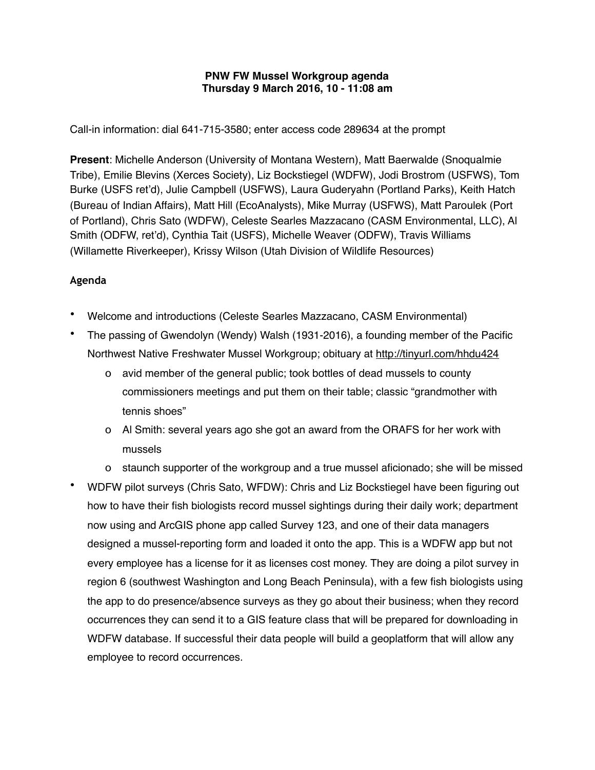**PNW FW Mussel Workgroup agenda**
**Thursday 9 March 2016, 10 - 11:08 am**

Call-in information: dial 641-715-3580; enter access code 289634 at the prompt

**Present**: Michelle Anderson (University of Montana Western), Matt Baerwalde (Snoqualmie Tribe), Emilie Blevins (Xerces Society), Liz Bockstiegel (WDFW), Jodi Brostrom (USFWS), Tom Burke (USFS ret'd), Julie Campbell (USFWS), Laura Guderyahn (Portland Parks), Keith Hatch (Bureau of Indian Affairs), Matt Hill (EcoAnalysts), Mike Murray (USFWS), Matt Paroulek (Port of Portland), Chris Sato (WDFW), Celeste Searles Mazzacano (CASM Environmental, LLC), Al Smith (ODFW, ret'd), Cynthia Tait (USFS), Michelle Weaver (ODFW), Travis Williams (Willamette Riverkeeper), Krissy Wilson (Utah Division of Wildlife Resources)

**Agenda**

- Welcome and introductions (Celeste Searles Mazzacano, CASM Environmental)
- The passing of Gwendolyn (Wendy) Walsh (1931-2016), a founding member of the Pacific Northwest Native Freshwater Mussel Workgroup; obituary at http://tinyurl.com/hhdu424
  - avid member of the general public; took bottles of dead mussels to county commissioners meetings and put them on their table; classic "grandmother with tennis shoes"
  - Al Smith: several years ago she got an award from the ORAFS for her work with mussels
  - staunch supporter of the workgroup and a true mussel aficionado; she will be missed
- WDFW pilot surveys (Chris Sato, WFDW): Chris and Liz Bockstiegel have been figuring out how to have their fish biologists record mussel sightings during their daily work; department now using and ArcGIS phone app called Survey 123, and one of their data managers designed a mussel-reporting form and loaded it onto the app. This is a WDFW app but not every employee has a license for it as licenses cost money. They are doing a pilot survey in region 6 (southwest Washington and Long Beach Peninsula), with a few fish biologists using the app to do presence/absence surveys as they go about their business; when they record occurrences they can send it to a GIS feature class that will be prepared for downloading in WDFW database. If successful their data people will build a geoplatform that will allow any employee to record occurrences.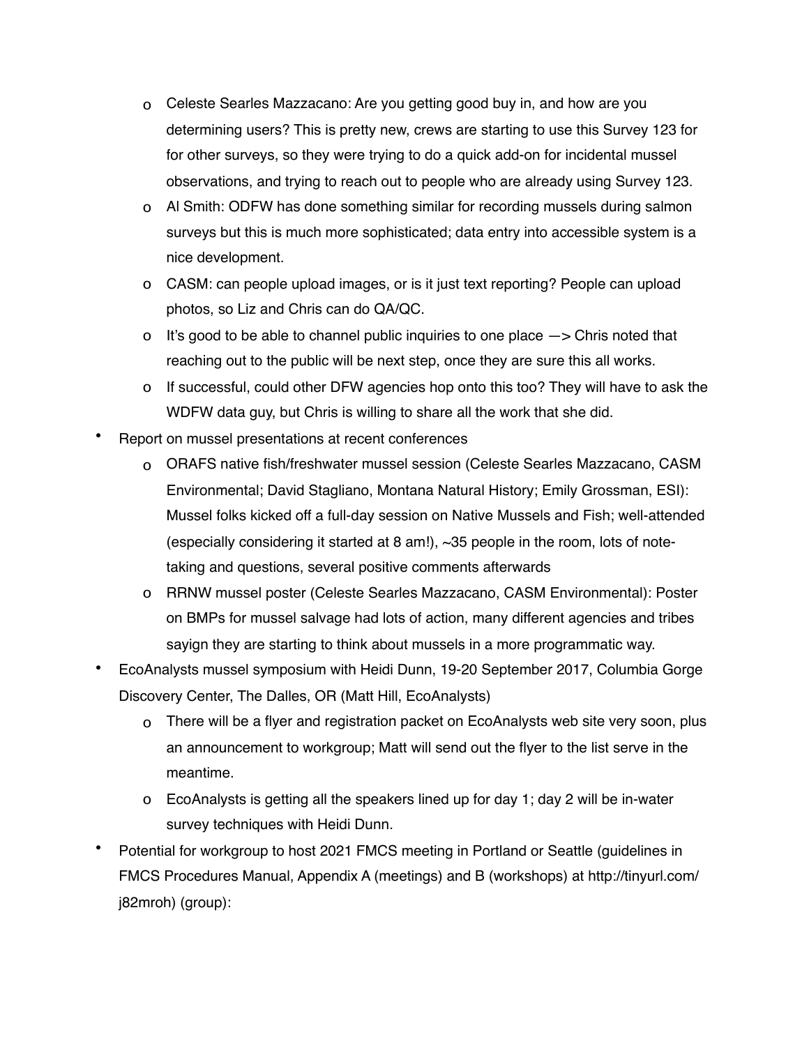- Celeste Searles Mazzacano: Are you getting good buy in, and how are you determining users? This is pretty new, crews are starting to use this Survey 123 for for other surveys, so they were trying to do a quick add-on for incidental mussel observations, and trying to reach out to people who are already using Survey 123.
  - Al Smith: ODFW has done something similar for recording mussels during salmon surveys but this is much more sophisticated; data entry into accessible system is a nice development.
  - CASM: can people upload images, or is it just text reporting? People can upload photos, so Liz and Chris can do QA/QC.
  - It's good to be able to channel public inquiries to one place —> Chris noted that reaching out to the public will be next step, once they are sure this all works.
  - If successful, could other DFW agencies hop onto this too? They will have to ask the WDFW data guy, but Chris is willing to share all the work that she did.
- Report on mussel presentations at recent conferences
  - ORAFS native fish/freshwater mussel session (Celeste Searles Mazzacano, CASM Environmental; David Stagliano, Montana Natural History; Emily Grossman, ESI): Mussel folks kicked off a full-day session on Native Mussels and Fish; well-attended (especially considering it started at 8 am!), ~35 people in the room, lots of note-taking and questions, several positive comments afterwards
  - RRNW mussel poster (Celeste Searles Mazzacano, CASM Environmental): Poster on BMPs for mussel salvage had lots of action, many different agencies and tribes sayign they are starting to think about mussels in a more programmatic way.
- EcoAnalysts mussel symposium with Heidi Dunn, 19-20 September 2017, Columbia Gorge Discovery Center, The Dalles, OR (Matt Hill, EcoAnalysts)
  - There will be a flyer and registration packet on EcoAnalysts web site very soon, plus an announcement to workgroup; Matt will send out the flyer to the list serve in the meantime.
  - EcoAnalysts is getting all the speakers lined up for day 1; day 2 will be in-water survey techniques with Heidi Dunn.
- Potential for workgroup to host 2021 FMCS meeting in Portland or Seattle (guidelines in FMCS Procedures Manual, Appendix A (meetings) and B (workshops) at http://tinyurl.com/j82mroh) (group):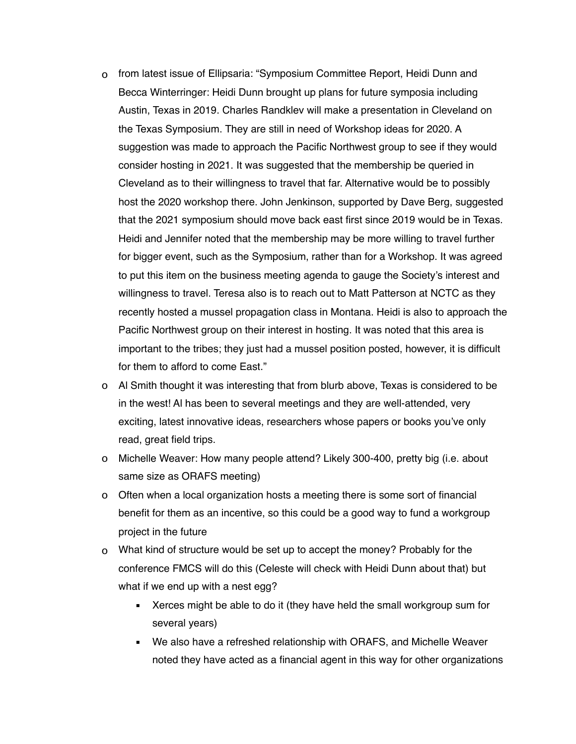- from latest issue of Ellipsaria: "Symposium Committee Report, Heidi Dunn and Becca Winterringer: Heidi Dunn brought up plans for future symposia including Austin, Texas in 2019. Charles Randklev will make a presentation in Cleveland on the Texas Symposium. They are still in need of Workshop ideas for 2020. A suggestion was made to approach the Pacific Northwest group to see if they would consider hosting in 2021. It was suggested that the membership be queried in Cleveland as to their willingness to travel that far. Alternative would be to possibly host the 2020 workshop there. John Jenkinson, supported by Dave Berg, suggested that the 2021 symposium should move back east first since 2019 would be in Texas. Heidi and Jennifer noted that the membership may be more willing to travel further for bigger event, such as the Symposium, rather than for a Workshop. It was agreed to put this item on the business meeting agenda to gauge the Society's interest and willingness to travel. Teresa also is to reach out to Matt Patterson at NCTC as they recently hosted a mussel propagation class in Montana. Heidi is also to approach the Pacific Northwest group on their interest in hosting. It was noted that this area is important to the tribes; they just had a mussel position posted, however, it is difficult for them to afford to come East."
- Al Smith thought it was interesting that from blurb above, Texas is considered to be in the west! Al has been to several meetings and they are well-attended, very exciting, latest innovative ideas, researchers whose papers or books you've only read, great field trips.
- Michelle Weaver: How many people attend? Likely 300-400, pretty big (i.e. about same size as ORAFS meeting)
- Often when a local organization hosts a meeting there is some sort of financial benefit for them as an incentive, so this could be a good way to fund a workgroup project in the future
- What kind of structure would be set up to accept the money? Probably for the conference FMCS will do this (Celeste will check with Heidi Dunn about that) but what if we end up with a nest egg?
  - Xerces might be able to do it (they have held the small workgroup sum for several years)
  - We also have a refreshed relationship with ORAFS, and Michelle Weaver noted they have acted as a financial agent in this way for other organizations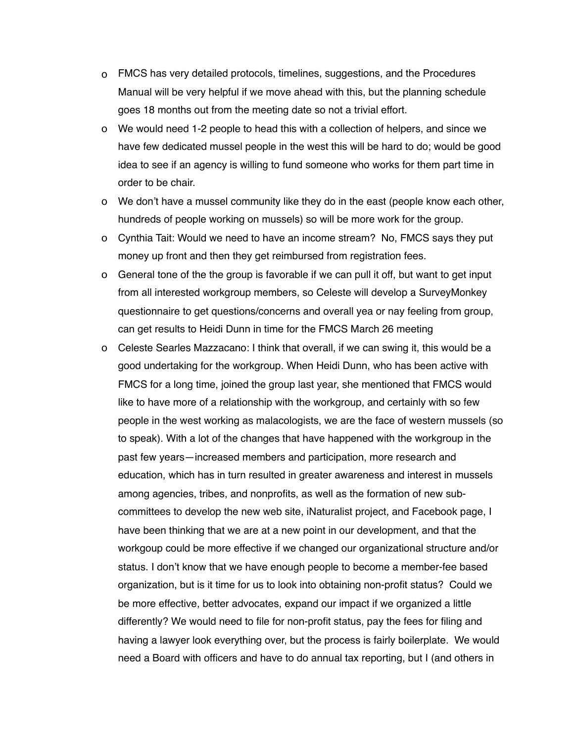- FMCS has very detailed protocols, timelines, suggestions, and the Procedures Manual will be very helpful if we move ahead with this, but the planning schedule goes 18 months out from the meeting date so not a trivial effort.
- We would need 1-2 people to head this with a collection of helpers, and since we have few dedicated mussel people in the west this will be hard to do; would be good idea to see if an agency is willing to fund someone who works for them part time in order to be chair.
- We don't have a mussel community like they do in the east (people know each other, hundreds of people working on mussels) so will be more work for the group.
- Cynthia Tait: Would we need to have an income stream? No, FMCS says they put money up front and then they get reimbursed from registration fees.
- General tone of the the group is favorable if we can pull it off, but want to get input from all interested workgroup members, so Celeste will develop a SurveyMonkey questionnaire to get questions/concerns and overall yea or nay feeling from group, can get results to Heidi Dunn in time for the FMCS March 26 meeting
- Celeste Searles Mazzacano: I think that overall, if we can swing it, this would be a good undertaking for the workgroup. When Heidi Dunn, who has been active with FMCS for a long time, joined the group last year, she mentioned that FMCS would like to have more of a relationship with the workgroup, and certainly with so few people in the west working as malacologists, we are the face of western mussels (so to speak). With a lot of the changes that have happened with the workgroup in the past few years—increased members and participation, more research and education, which has in turn resulted in greater awareness and interest in mussels among agencies, tribes, and nonprofits, as well as the formation of new sub-committees to develop the new web site, iNaturalist project, and Facebook page, I have been thinking that we are at a new point in our development, and that the workgoup could be more effective if we changed our organizational structure and/or status. I don't know that we have enough people to become a member-fee based organization, but is it time for us to look into obtaining non-profit status? Could we be more effective, better advocates, expand our impact if we organized a little differently? We would need to file for non-profit status, pay the fees for filing and having a lawyer look everything over, but the process is fairly boilerplate. We would need a Board with officers and have to do annual tax reporting, but I (and others in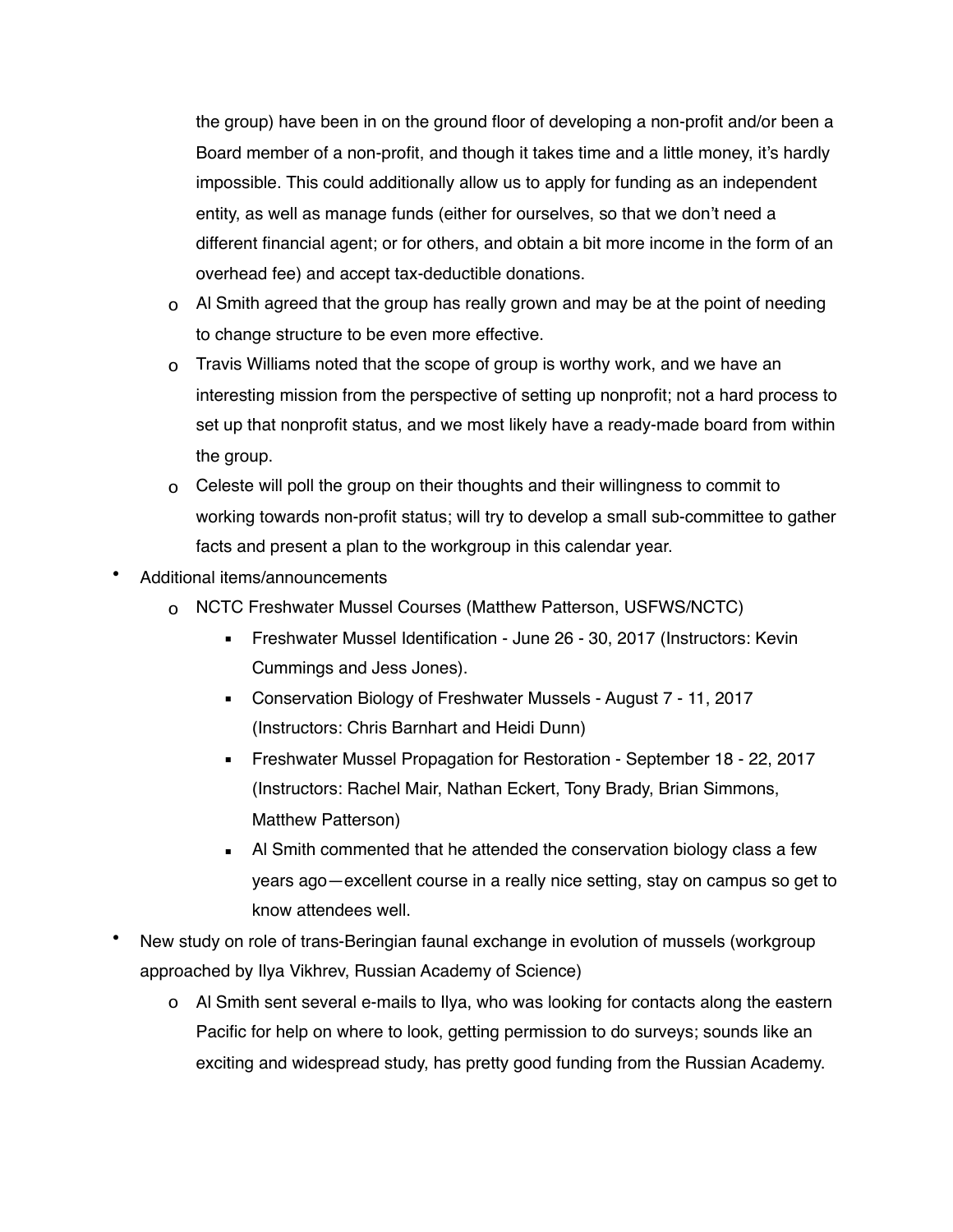the group) have been in on the ground floor of developing a non-profit and/or been a Board member of a non-profit, and though it takes time and a little money, it's hardly impossible. This could additionally allow us to apply for funding as an independent entity, as well as manage funds (either for ourselves, so that we don't need a different financial agent; or for others, and obtain a bit more income in the form of an overhead fee) and accept tax-deductible donations.

  - Al Smith agreed that the group has really grown and may be at the point of needing to change structure to be even more effective.
  - Travis Williams noted that the scope of group is worthy work, and we have an interesting mission from the perspective of setting up nonprofit; not a hard process to set up that nonprofit status, and we most likely have a ready-made board from within the group.
  - Celeste will poll the group on their thoughts and their willingness to commit to working towards non-profit status; will try to develop a small sub-committee to gather facts and present a plan to the workgroup in this calendar year.

- Additional items/announcements
  - NCTC Freshwater Mussel Courses (Matthew Patterson, USFWS/NCTC)
    - Freshwater Mussel Identification - June 26 - 30, 2017 (Instructors: Kevin Cummings and Jess Jones).
    - Conservation Biology of Freshwater Mussels - August 7 - 11, 2017 (Instructors: Chris Barnhart and Heidi Dunn)
    - Freshwater Mussel Propagation for Restoration - September 18 - 22, 2017 (Instructors: Rachel Mair, Nathan Eckert, Tony Brady, Brian Simmons, Matthew Patterson)
    - Al Smith commented that he attended the conservation biology class a few years ago—excellent course in a really nice setting, stay on campus so get to know attendees well.
- New study on role of trans-Beringian faunal exchange in evolution of mussels (workgroup approached by Ilya Vikhrev, Russian Academy of Science)
  - Al Smith sent several e-mails to Ilya, who was looking for contacts along the eastern Pacific for help on where to look, getting permission to do surveys; sounds like an exciting and widespread study, has pretty good funding from the Russian Academy.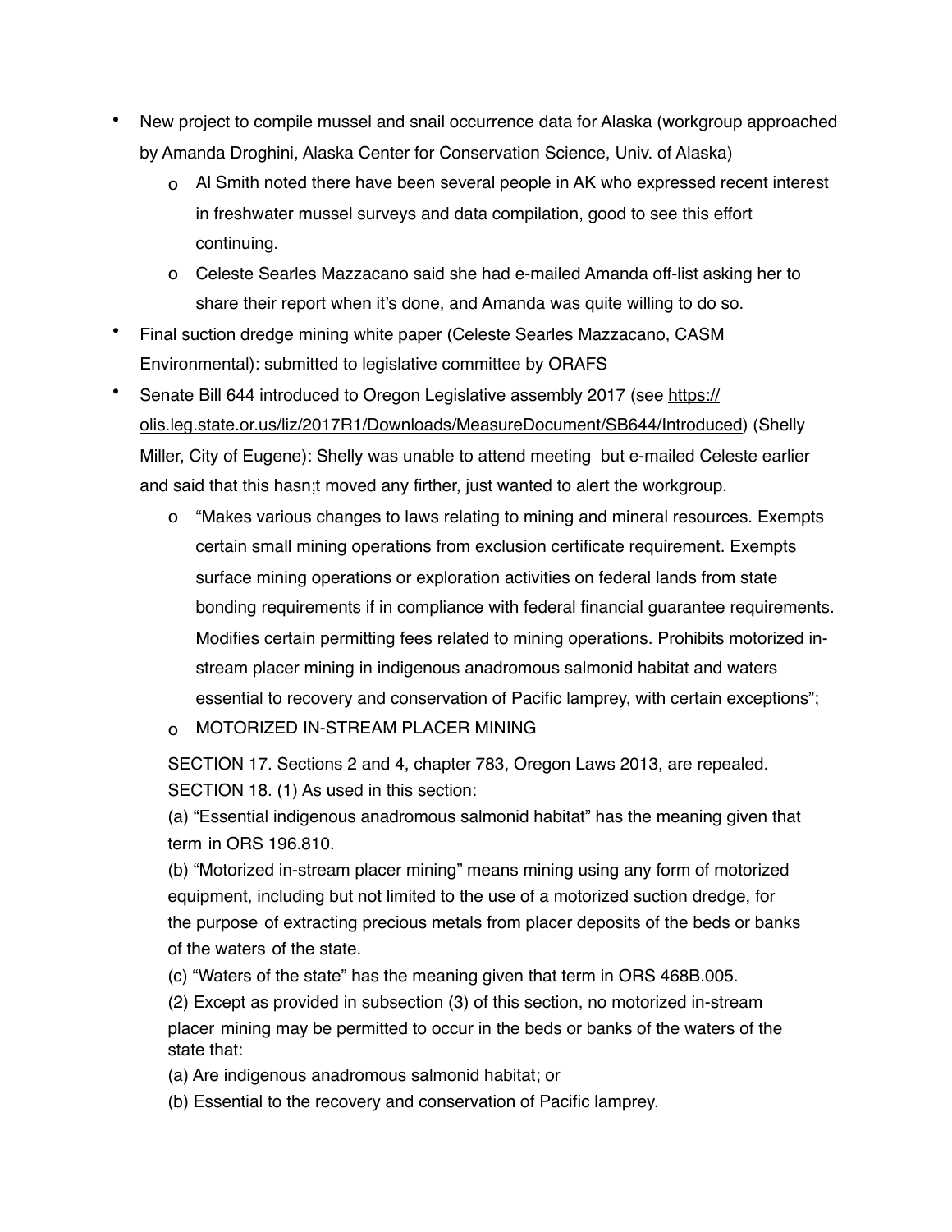- New project to compile mussel and snail occurrence data for Alaska (workgroup approached by Amanda Droghini, Alaska Center for Conservation Science, Univ. of Alaska)
  - Al Smith noted there have been several people in AK who expressed recent interest in freshwater mussel surveys and data compilation, good to see this effort continuing.
  - Celeste Searles Mazzacano said she had e-mailed Amanda off-list asking her to share their report when it's done, and Amanda was quite willing to do so.
- Final suction dredge mining white paper (Celeste Searles Mazzacano, CASM Environmental): submitted to legislative committee by ORAFS
- Senate Bill 644 introduced to Oregon Legislative assembly 2017 (see https://olis.leg.state.or.us/liz/2017R1/Downloads/MeasureDocument/SB644/Introduced) (Shelly Miller, City of Eugene): Shelly was unable to attend meeting but e-mailed Celeste earlier and said that this hasn;t moved any firther, just wanted to alert the workgroup.
  - "Makes various changes to laws relating to mining and mineral resources. Exempts certain small mining operations from exclusion certificate requirement. Exempts surface mining operations or exploration activities on federal lands from state bonding requirements if in compliance with federal financial guarantee requirements. Modifies certain permitting fees related to mining operations. Prohibits motorized in-stream placer mining in indigenous anadromous salmonid habitat and waters essential to recovery and conservation of Pacific lamprey, with certain exceptions";
  - MOTORIZED IN-STREAM PLACER MINING

  SECTION 17. Sections 2 and 4, chapter 783, Oregon Laws 2013, are repealed.
  SECTION 18. (1) As used in this section:
  (a) "Essential indigenous anadromous salmonid habitat" has the meaning given that term in ORS 196.810.
  (b) "Motorized in-stream placer mining" means mining using any form of motorized equipment, including but not limited to the use of a motorized suction dredge, for the purpose of extracting precious metals from placer deposits of the beds or banks of the waters of the state.
  (c) "Waters of the state" has the meaning given that term in ORS 468B.005.
  (2) Except as provided in subsection (3) of this section, no motorized in-stream placer mining may be permitted to occur in the beds or banks of the waters of the state that:
  (a) Are indigenous anadromous salmonid habitat; or
  (b) Essential to the recovery and conservation of Pacific lamprey.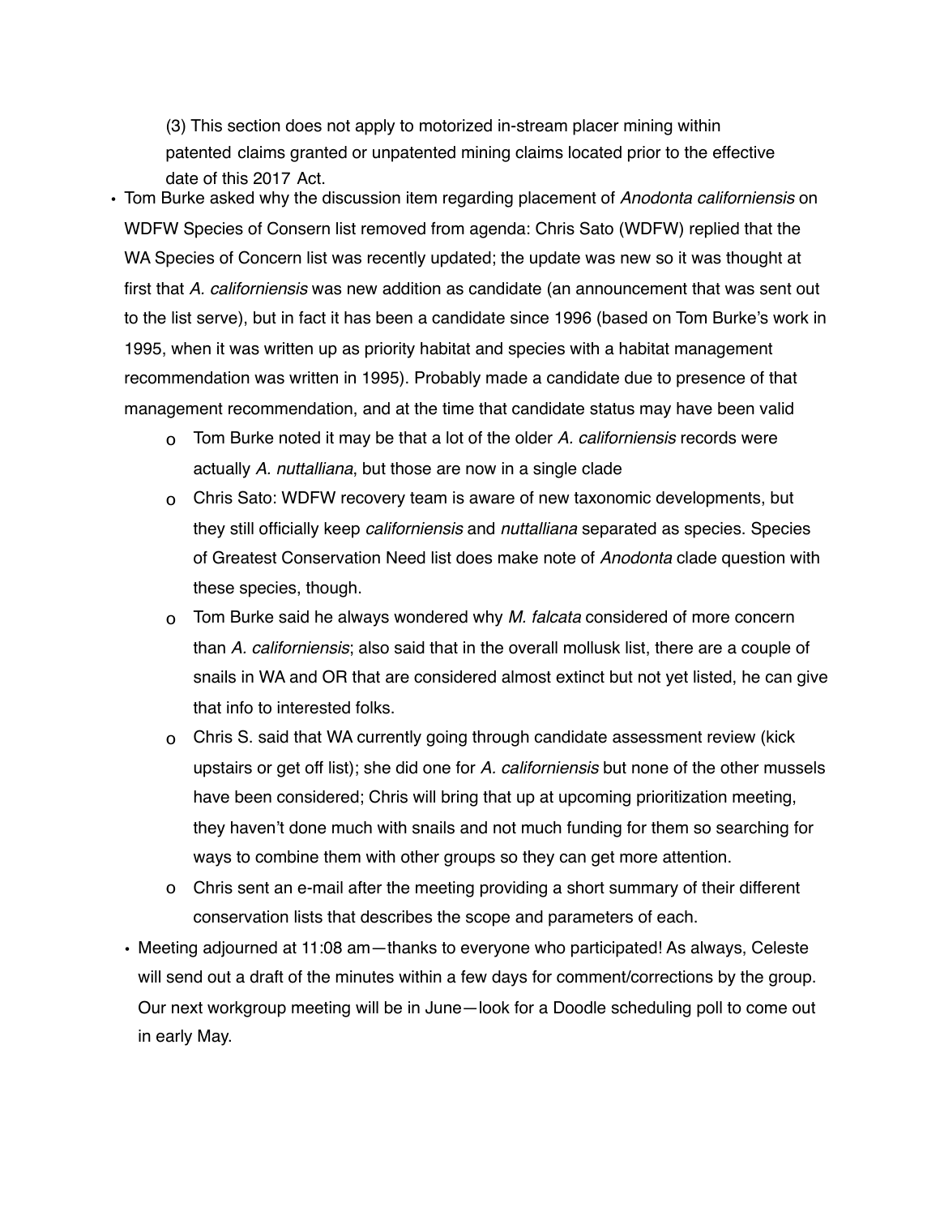(3) This section does not apply to motorized in-stream placer mining within patented claims granted or unpatented mining claims located prior to the effective date of this 2017 Act.

- Tom Burke asked why the discussion item regarding placement of *Anodonta californiensis* on WDFW Species of Consern list removed from agenda: Chris Sato (WDFW) replied that the WA Species of Concern list was recently updated; the update was new so it was thought at first that *A. californiensis* was new addition as candidate (an announcement that was sent out to the list serve), but in fact it has been a candidate since 1996 (based on Tom Burke's work in 1995, when it was written up as priority habitat and species with a habitat management recommendation was written in 1995). Probably made a candidate due to presence of that management recommendation, and at the time that candidate status may have been valid
  - Tom Burke noted it may be that a lot of the older *A. californiensis* records were actually *A. nuttalliana*, but those are now in a single clade
  - Chris Sato: WDFW recovery team is aware of new taxonomic developments, but they still officially keep *californiensis* and *nuttalliana* separated as species. Species of Greatest Conservation Need list does make note of *Anodonta* clade question with these species, though.
  - Tom Burke said he always wondered why *M. falcata* considered of more concern than *A. californiensis*; also said that in the overall mollusk list, there are a couple of snails in WA and OR that are considered almost extinct but not yet listed, he can give that info to interested folks.
  - Chris S. said that WA currently going through candidate assessment review (kick upstairs or get off list); she did one for *A. californiensis* but none of the other mussels have been considered; Chris will bring that up at upcoming prioritization meeting, they haven't done much with snails and not much funding for them so searching for ways to combine them with other groups so they can get more attention.
  - Chris sent an e-mail after the meeting providing a short summary of their different conservation lists that describes the scope and parameters of each.
- Meeting adjourned at 11:08 am—thanks to everyone who participated! As always, Celeste will send out a draft of the minutes within a few days for comment/corrections by the group. Our next workgroup meeting will be in June—look for a Doodle scheduling poll to come out in early May.